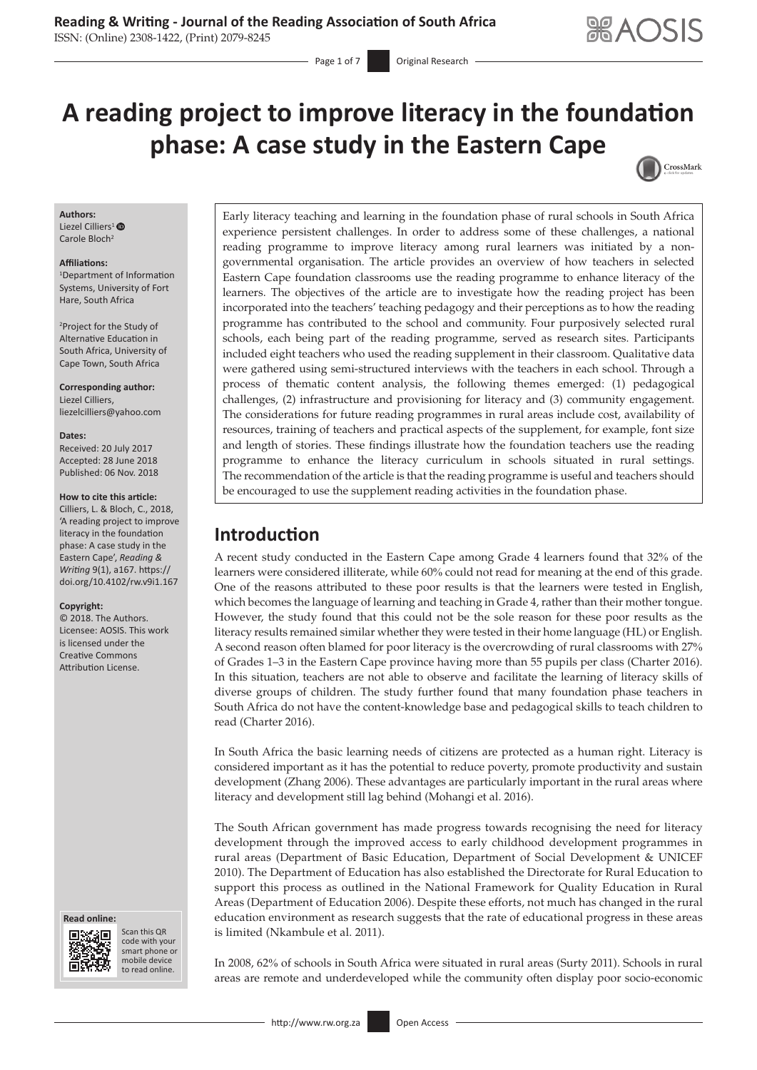# A reading project to improve literacy in the foundation phase: A case study in the Eastern Cape

**Authors:**
Liezel Cilliers[1]
Carole Bloch[2]

**Affiliations:**
[1]Department of Information Systems, University of Fort Hare, South Africa

[2]Project for the Study of Alternative Education in South Africa, University of Cape Town, South Africa

**Corresponding author:**
Liezel Cilliers,
liezelcilliers@yahoo.com

**Dates:**
Received: 20 July 2017
Accepted: 28 June 2018
Published: 06 Nov. 2018

**How to cite this article:**
Cilliers, L. & Bloch, C., 2018, 'A reading project to improve literacy in the foundation phase: A case study in the Eastern Cape', *Reading & Writing* 9(1), a167. https://doi.org/10.4102/rw.v9i1.167

**Copyright:**
© 2018. The Authors. Licensee: AOSIS. This work is licensed under the Creative Commons Attribution License.

Early literacy teaching and learning in the foundation phase of rural schools in South Africa experience persistent challenges. In order to address some of these challenges, a national reading programme to improve literacy among rural learners was initiated by a non-governmental organisation. The article provides an overview of how teachers in selected Eastern Cape foundation classrooms use the reading programme to enhance literacy of the learners. The objectives of the article are to investigate how the reading project has been incorporated into the teachers' teaching pedagogy and their perceptions as to how the reading programme has contributed to the school and community. Four purposively selected rural schools, each being part of the reading programme, served as research sites. Participants included eight teachers who used the reading supplement in their classroom. Qualitative data were gathered using semi-structured interviews with the teachers in each school. Through a process of thematic content analysis, the following themes emerged: (1) pedagogical challenges, (2) infrastructure and provisioning for literacy and (3) community engagement. The considerations for future reading programmes in rural areas include cost, availability of resources, training of teachers and practical aspects of the supplement, for example, font size and length of stories. These findings illustrate how the foundation teachers use the reading programme to enhance the literacy curriculum in schools situated in rural settings. The recommendation of the article is that the reading programme is useful and teachers should be encouraged to use the supplement reading activities in the foundation phase.

## Introduction

A recent study conducted in the Eastern Cape among Grade 4 learners found that 32% of the learners were considered illiterate, while 60% could not read for meaning at the end of this grade. One of the reasons attributed to these poor results is that the learners were tested in English, which becomes the language of learning and teaching in Grade 4, rather than their mother tongue. However, the study found that this could not be the sole reason for these poor results as the literacy results remained similar whether they were tested in their home language (HL) or English. A second reason often blamed for poor literacy is the overcrowding of rural classrooms with 27% of Grades 1–3 in the Eastern Cape province having more than 55 pupils per class (Charter 2016). In this situation, teachers are not able to observe and facilitate the learning of literacy skills of diverse groups of children. The study further found that many foundation phase teachers in South Africa do not have the content-knowledge base and pedagogical skills to teach children to read (Charter 2016).

In South Africa the basic learning needs of citizens are protected as a human right. Literacy is considered important as it has the potential to reduce poverty, promote productivity and sustain development (Zhang 2006). These advantages are particularly important in the rural areas where literacy and development still lag behind (Mohangi et al. 2016).

The South African government has made progress towards recognising the need for literacy development through the improved access to early childhood development programmes in rural areas (Department of Basic Education, Department of Social Development & UNICEF 2010). The Department of Education has also established the Directorate for Rural Education to support this process as outlined in the National Framework for Quality Education in Rural Areas (Department of Education 2006). Despite these efforts, not much has changed in the rural education environment as research suggests that the rate of educational progress in these areas is limited (Nkambule et al. 2011).

In 2008, 62% of schools in South Africa were situated in rural areas (Surty 2011). Schools in rural areas are remote and underdeveloped while the community often display poor socio-economic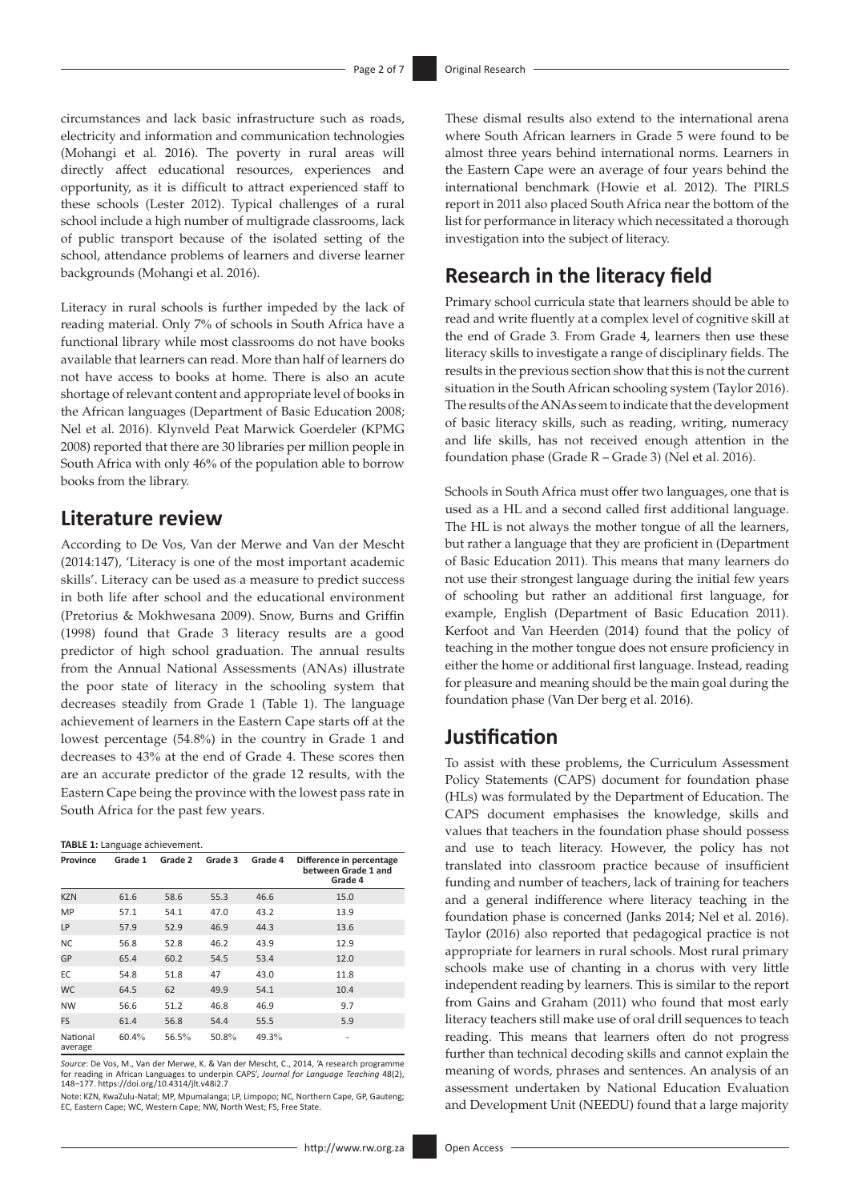circumstances and lack basic infrastructure such as roads, electricity and information and communication technologies (Mohangi et al. 2016). The poverty in rural areas will directly affect educational resources, experiences and opportunity, as it is difficult to attract experienced staff to these schools (Lester 2012). Typical challenges of a rural school include a high number of multigrade classrooms, lack of public transport because of the isolated setting of the school, attendance problems of learners and diverse learner backgrounds (Mohangi et al. 2016).

Literacy in rural schools is further impeded by the lack of reading material. Only 7% of schools in South Africa have a functional library while most classrooms do not have books available that learners can read. More than half of learners do not have access to books at home. There is also an acute shortage of relevant content and appropriate level of books in the African languages (Department of Basic Education 2008; Nel et al. 2016). Klynveld Peat Marwick Goerdeler (KPMG 2008) reported that there are 30 libraries per million people in South Africa with only 46% of the population able to borrow books from the library.

## Literature review

According to De Vos, Van der Merwe and Van der Mescht (2014:147), 'Literacy is one of the most important academic skills'. Literacy can be used as a measure to predict success in both life after school and the educational environment (Pretorius & Mokhwesana 2009). Snow, Burns and Griffin (1998) found that Grade 3 literacy results are a good predictor of high school graduation. The annual results from the Annual National Assessments (ANAs) illustrate the poor state of literacy in the schooling system that decreases steadily from Grade 1 (Table 1). The language achievement of learners in the Eastern Cape starts off at the lowest percentage (54.8%) in the country in Grade 1 and decreases to 43% at the end of Grade 4. These scores then are an accurate predictor of the grade 12 results, with the Eastern Cape being the province with the lowest pass rate in South Africa for the past few years.

**TABLE 1:** Language achievement.

| Province | Grade 1 | Grade 2 | Grade 3 | Grade 4 | Difference in percentage between Grade 1 and Grade 4 |
|---|---|---|---|---|---|
| KZN | 61.6 | 58.6 | 55.3 | 46.6 | 15.0 |
| MP | 57.1 | 54.1 | 47.0 | 43.2 | 13.9 |
| LP | 57.9 | 52.9 | 46.9 | 44.3 | 13.6 |
| NC | 56.8 | 52.8 | 46.2 | 43.9 | 12.9 |
| GP | 65.4 | 60.2 | 54.5 | 53.4 | 12.0 |
| EC | 54.8 | 51.8 | 47 | 43.0 | 11.8 |
| WC | 64.5 | 62 | 49.9 | 54.1 | 10.4 |
| NW | 56.6 | 51.2 | 46.8 | 46.9 | 9.7 |
| FS | 61.4 | 56.8 | 54.4 | 55.5 | 5.9 |
| National average | 60.4% | 56.5% | 50.8% | 49.3% | - |

*Source*: De Vos, M., Van der Merwe, K. & Van der Mescht, C., 2014, 'A research programme for reading in African Languages to underpin CAPS', *Journal for Language Teaching* 48(2), 148–177. https://doi.org/10.4314/jlt.v48i2.7

Note: KZN, KwaZulu-Natal; MP, Mpumalanga; LP, Limpopo; NC, Northern Cape, GP, Gauteng; EC, Eastern Cape; WC, Western Cape; NW, North West; FS, Free State.

These dismal results also extend to the international arena where South African learners in Grade 5 were found to be almost three years behind international norms. Learners in the Eastern Cape were an average of four years behind the international benchmark (Howie et al. 2012). The PIRLS report in 2011 also placed South Africa near the bottom of the list for performance in literacy which necessitated a thorough investigation into the subject of literacy.

## Research in the literacy field

Primary school curricula state that learners should be able to read and write fluently at a complex level of cognitive skill at the end of Grade 3. From Grade 4, learners then use these literacy skills to investigate a range of disciplinary fields. The results in the previous section show that this is not the current situation in the South African schooling system (Taylor 2016). The results of the ANAs seem to indicate that the development of basic literacy skills, such as reading, writing, numeracy and life skills, has not received enough attention in the foundation phase (Grade R – Grade 3) (Nel et al. 2016).

Schools in South Africa must offer two languages, one that is used as a HL and a second called first additional language. The HL is not always the mother tongue of all the learners, but rather a language that they are proficient in (Department of Basic Education 2011). This means that many learners do not use their strongest language during the initial few years of schooling but rather an additional first language, for example, English (Department of Basic Education 2011). Kerfoot and Van Heerden (2014) found that the policy of teaching in the mother tongue does not ensure proficiency in either the home or additional first language. Instead, reading for pleasure and meaning should be the main goal during the foundation phase (Van Der berg et al. 2016).

## Justification

To assist with these problems, the Curriculum Assessment Policy Statements (CAPS) document for foundation phase (HLs) was formulated by the Department of Education. The CAPS document emphasises the knowledge, skills and values that teachers in the foundation phase should possess and use to teach literacy. However, the policy has not translated into classroom practice because of insufficient funding and number of teachers, lack of training for teachers and a general indifference where literacy teaching in the foundation phase is concerned (Janks 2014; Nel et al. 2016). Taylor (2016) also reported that pedagogical practice is not appropriate for learners in rural schools. Most rural primary schools make use of chanting in a chorus with very little independent reading by learners. This is similar to the report from Gains and Graham (2011) who found that most early literacy teachers still make use of oral drill sequences to teach reading. This means that learners often do not progress further than technical decoding skills and cannot explain the meaning of words, phrases and sentences. An analysis of an assessment undertaken by National Education Evaluation and Development Unit (NEEDU) found that a large majority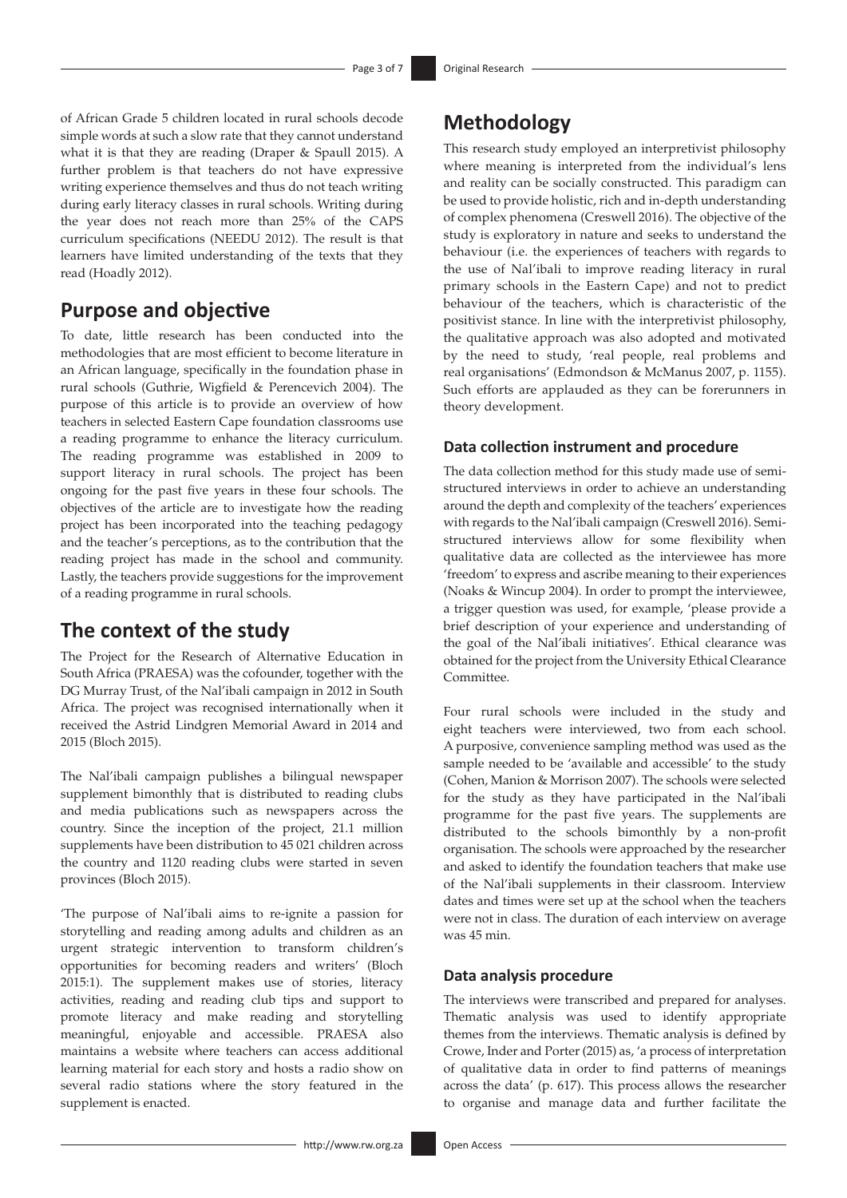of African Grade 5 children located in rural schools decode simple words at such a slow rate that they cannot understand what it is that they are reading (Draper & Spaull 2015). A further problem is that teachers do not have expressive writing experience themselves and thus do not teach writing during early literacy classes in rural schools. Writing during the year does not reach more than 25% of the CAPS curriculum specifications (NEEDU 2012). The result is that learners have limited understanding of the texts that they read (Hoadly 2012).

## Purpose and objective

To date, little research has been conducted into the methodologies that are most efficient to become literature in an African language, specifically in the foundation phase in rural schools (Guthrie, Wigfield & Perencevich 2004). The purpose of this article is to provide an overview of how teachers in selected Eastern Cape foundation classrooms use a reading programme to enhance the literacy curriculum. The reading programme was established in 2009 to support literacy in rural schools. The project has been ongoing for the past five years in these four schools. The objectives of the article are to investigate how the reading project has been incorporated into the teaching pedagogy and the teacher's perceptions, as to the contribution that the reading project has made in the school and community. Lastly, the teachers provide suggestions for the improvement of a reading programme in rural schools.

## The context of the study

The Project for the Research of Alternative Education in South Africa (PRAESA) was the cofounder, together with the DG Murray Trust, of the Nal'ibali campaign in 2012 in South Africa. The project was recognised internationally when it received the Astrid Lindgren Memorial Award in 2014 and 2015 (Bloch 2015).

The Nal'ibali campaign publishes a bilingual newspaper supplement bimonthly that is distributed to reading clubs and media publications such as newspapers across the country. Since the inception of the project, 21.1 million supplements have been distribution to 45 021 children across the country and 1120 reading clubs were started in seven provinces (Bloch 2015).

'The purpose of Nal'ibali aims to re-ignite a passion for storytelling and reading among adults and children as an urgent strategic intervention to transform children's opportunities for becoming readers and writers' (Bloch 2015:1). The supplement makes use of stories, literacy activities, reading and reading club tips and support to promote literacy and make reading and storytelling meaningful, enjoyable and accessible. PRAESA also maintains a website where teachers can access additional learning material for each story and hosts a radio show on several radio stations where the story featured in the supplement is enacted.

## Methodology

This research study employed an interpretivist philosophy where meaning is interpreted from the individual's lens and reality can be socially constructed. This paradigm can be used to provide holistic, rich and in-depth understanding of complex phenomena (Creswell 2016). The objective of the study is exploratory in nature and seeks to understand the behaviour (i.e. the experiences of teachers with regards to the use of Nal'ibali to improve reading literacy in rural primary schools in the Eastern Cape) and not to predict behaviour of the teachers, which is characteristic of the positivist stance. In line with the interpretivist philosophy, the qualitative approach was also adopted and motivated by the need to study, 'real people, real problems and real organisations' (Edmondson & McManus 2007, p. 1155). Such efforts are applauded as they can be forerunners in theory development.

### Data collection instrument and procedure

The data collection method for this study made use of semi-structured interviews in order to achieve an understanding around the depth and complexity of the teachers' experiences with regards to the Nal'ibali campaign (Creswell 2016). Semi-structured interviews allow for some flexibility when qualitative data are collected as the interviewee has more 'freedom' to express and ascribe meaning to their experiences (Noaks & Wincup 2004). In order to prompt the interviewee, a trigger question was used, for example, 'please provide a brief description of your experience and understanding of the goal of the Nal'ibali initiatives'. Ethical clearance was obtained for the project from the University Ethical Clearance Committee.

Four rural schools were included in the study and eight teachers were interviewed, two from each school. A purposive, convenience sampling method was used as the sample needed to be 'available and accessible' to the study (Cohen, Manion & Morrison 2007). The schools were selected for the study as they have participated in the Nal'ibali programme for the past five years. The supplements are distributed to the schools bimonthly by a non-profit organisation. The schools were approached by the researcher and asked to identify the foundation teachers that make use of the Nal'ibali supplements in their classroom. Interview dates and times were set up at the school when the teachers were not in class. The duration of each interview on average was 45 min.

### Data analysis procedure

The interviews were transcribed and prepared for analyses. Thematic analysis was used to identify appropriate themes from the interviews. Thematic analysis is defined by Crowe, Inder and Porter (2015) as, 'a process of interpretation of qualitative data in order to find patterns of meanings across the data' (p. 617). This process allows the researcher to organise and manage data and further facilitate the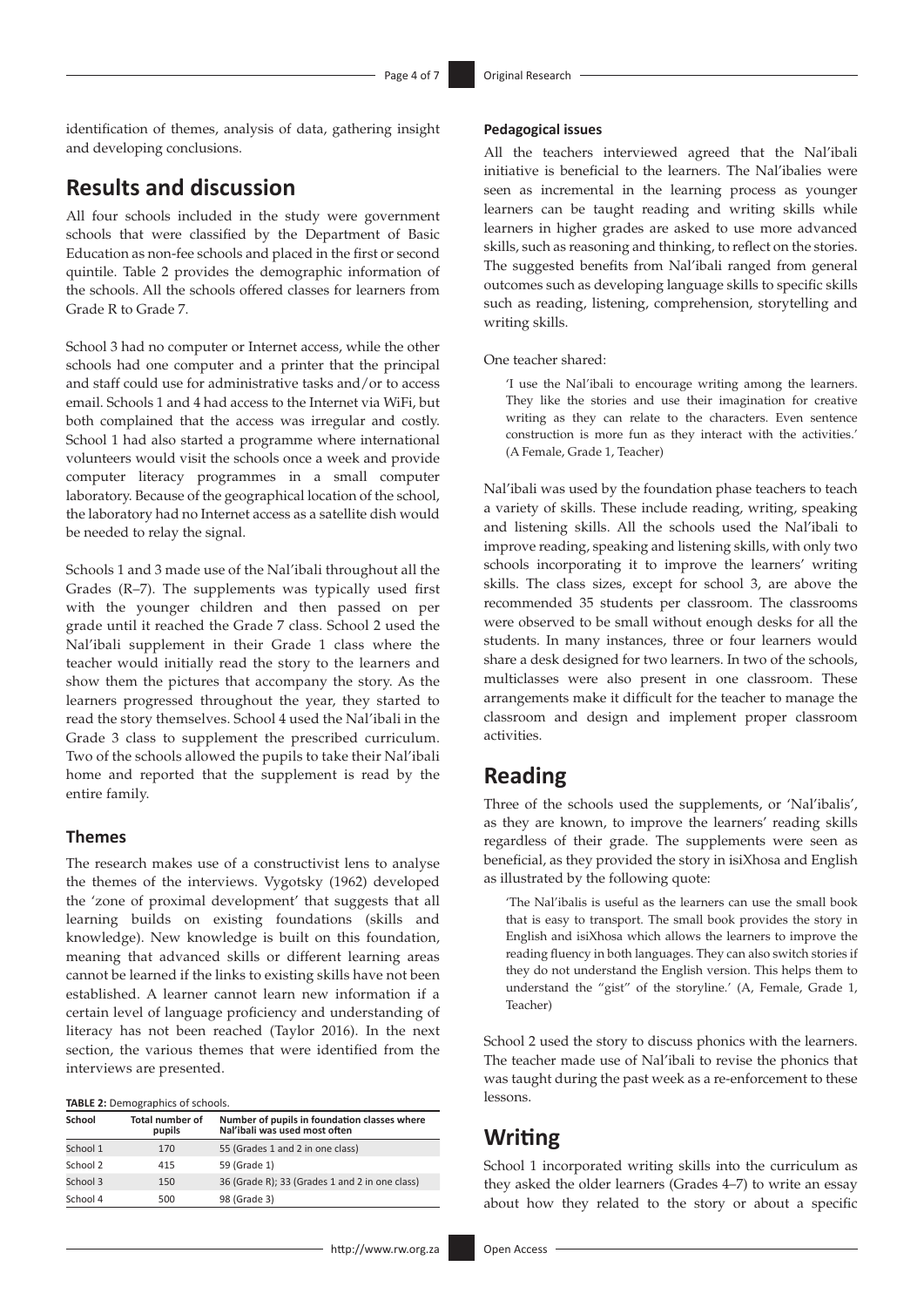identification of themes, analysis of data, gathering insight and developing conclusions.

## Results and discussion

All four schools included in the study were government schools that were classified by the Department of Basic Education as non-fee schools and placed in the first or second quintile. Table 2 provides the demographic information of the schools. All the schools offered classes for learners from Grade R to Grade 7.

School 3 had no computer or Internet access, while the other schools had one computer and a printer that the principal and staff could use for administrative tasks and/or to access email. Schools 1 and 4 had access to the Internet via WiFi, but both complained that the access was irregular and costly. School 1 had also started a programme where international volunteers would visit the schools once a week and provide computer literacy programmes in a small computer laboratory. Because of the geographical location of the school, the laboratory had no Internet access as a satellite dish would be needed to relay the signal.

Schools 1 and 3 made use of the Nal'ibali throughout all the Grades (R–7). The supplements was typically used first with the younger children and then passed on per grade until it reached the Grade 7 class. School 2 used the Nal'ibali supplement in their Grade 1 class where the teacher would initially read the story to the learners and show them the pictures that accompany the story. As the learners progressed throughout the year, they started to read the story themselves. School 4 used the Nal'ibali in the Grade 3 class to supplement the prescribed curriculum. Two of the schools allowed the pupils to take their Nal'ibali home and reported that the supplement is read by the entire family.

### Themes

The research makes use of a constructivist lens to analyse the themes of the interviews. Vygotsky (1962) developed the 'zone of proximal development' that suggests that all learning builds on existing foundations (skills and knowledge). New knowledge is built on this foundation, meaning that advanced skills or different learning areas cannot be learned if the links to existing skills have not been established. A learner cannot learn new information if a certain level of language proficiency and understanding of literacy has not been reached (Taylor 2016). In the next section, the various themes that were identified from the interviews are presented.

**TABLE 2:** Demographics of schools.

| School | Total number of pupils | Number of pupils in foundation classes where Nal'ibali was used most often |
|---|---|---|
| School 1 | 170 | 55 (Grades 1 and 2 in one class) |
| School 2 | 415 | 59 (Grade 1) |
| School 3 | 150 | 36 (Grade R); 33 (Grades 1 and 2 in one class) |
| School 4 | 500 | 98 (Grade 3) |

#### Pedagogical issues

All the teachers interviewed agreed that the Nal'ibali initiative is beneficial to the learners. The Nal'ibalies were seen as incremental in the learning process as younger learners can be taught reading and writing skills while learners in higher grades are asked to use more advanced skills, such as reasoning and thinking, to reflect on the stories. The suggested benefits from Nal'ibali ranged from general outcomes such as developing language skills to specific skills such as reading, listening, comprehension, storytelling and writing skills.

One teacher shared:

> 'I use the Nal'ibali to encourage writing among the learners. They like the stories and use their imagination for creative writing as they can relate to the characters. Even sentence construction is more fun as they interact with the activities.' (A Female, Grade 1, Teacher)

Nal'ibali was used by the foundation phase teachers to teach a variety of skills. These include reading, writing, speaking and listening skills. All the schools used the Nal'ibali to improve reading, speaking and listening skills, with only two schools incorporating it to improve the learners' writing skills. The class sizes, except for school 3, are above the recommended 35 students per classroom. The classrooms were observed to be small without enough desks for all the students. In many instances, three or four learners would share a desk designed for two learners. In two of the schools, multiclasses were also present in one classroom. These arrangements make it difficult for the teacher to manage the classroom and design and implement proper classroom activities.

## Reading

Three of the schools used the supplements, or 'Nal'ibalis', as they are known, to improve the learners' reading skills regardless of their grade. The supplements were seen as beneficial, as they provided the story in isiXhosa and English as illustrated by the following quote:

> 'The Nal'ibalis is useful as the learners can use the small book that is easy to transport. The small book provides the story in English and isiXhosa which allows the learners to improve the reading fluency in both languages. They can also switch stories if they do not understand the English version. This helps them to understand the "gist" of the storyline.' (A, Female, Grade 1, Teacher)

School 2 used the story to discuss phonics with the learners. The teacher made use of Nal'ibali to revise the phonics that was taught during the past week as a re-enforcement to these lessons.

## Writing

School 1 incorporated writing skills into the curriculum as they asked the older learners (Grades 4–7) to write an essay about how they related to the story or about a specific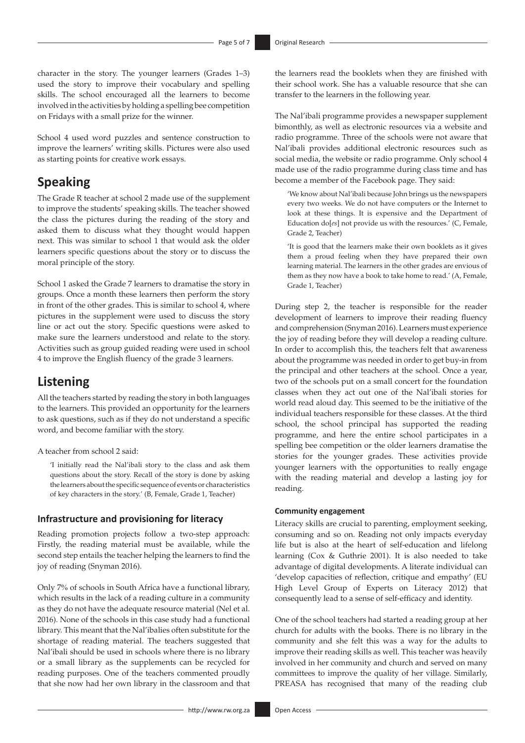character in the story. The younger learners (Grades 1–3) used the story to improve their vocabulary and spelling skills. The school encouraged all the learners to become involved in the activities by holding a spelling bee competition on Fridays with a small prize for the winner.

School 4 used word puzzles and sentence construction to improve the learners' writing skills. Pictures were also used as starting points for creative work essays.

## Speaking

The Grade R teacher at school 2 made use of the supplement to improve the students' speaking skills. The teacher showed the class the pictures during the reading of the story and asked them to discuss what they thought would happen next. This was similar to school 1 that would ask the older learners specific questions about the story or to discuss the moral principle of the story.

School 1 asked the Grade 7 learners to dramatise the story in groups. Once a month these learners then perform the story in front of the other grades. This is similar to school 4, where pictures in the supplement were used to discuss the story line or act out the story. Specific questions were asked to make sure the learners understood and relate to the story. Activities such as group guided reading were used in school 4 to improve the English fluency of the grade 3 learners.

## Listening

All the teachers started by reading the story in both languages to the learners. This provided an opportunity for the learners to ask questions, such as if they do not understand a specific word, and become familiar with the story.

A teacher from school 2 said:

> 'I initially read the Nal'ibali story to the class and ask them questions about the story. Recall of the story is done by asking the learners about the specific sequence of events or characteristics of key characters in the story.' (B, Female, Grade 1, Teacher)

### Infrastructure and provisioning for literacy

Reading promotion projects follow a two-step approach: Firstly, the reading material must be available, while the second step entails the teacher helping the learners to find the joy of reading (Snyman 2016).

Only 7% of schools in South Africa have a functional library, which results in the lack of a reading culture in a community as they do not have the adequate resource material (Nel et al. 2016). None of the schools in this case study had a functional library. This meant that the Nal'ibalies often substitute for the shortage of reading material. The teachers suggested that Nal'ibali should be used in schools where there is no library or a small library as the supplements can be recycled for reading purposes. One of the teachers commented proudly that she now had her own library in the classroom and that the learners read the booklets when they are finished with their school work. She has a valuable resource that she can transfer to the learners in the following year.

The Nal'ibali programme provides a newspaper supplement bimonthly, as well as electronic resources via a website and radio programme. Three of the schools were not aware that Nal'ibali provides additional electronic resources such as social media, the website or radio programme. Only school 4 made use of the radio programme during class time and has become a member of the Facebook page. They said:

> 'We know about Nal'ibali because John brings us the newspapers every two weeks. We do not have computers or the Internet to look at these things. It is expensive and the Department of Education do[*es*] not provide us with the resources.' (C, Female, Grade 2, Teacher)

> 'It is good that the learners make their own booklets as it gives them a proud feeling when they have prepared their own learning material. The learners in the other grades are envious of them as they now have a book to take home to read.' (A, Female, Grade 1, Teacher)

During step 2, the teacher is responsible for the reader development of learners to improve their reading fluency and comprehension (Snyman 2016). Learners must experience the joy of reading before they will develop a reading culture. In order to accomplish this, the teachers felt that awareness about the programme was needed in order to get buy-in from the principal and other teachers at the school. Once a year, two of the schools put on a small concert for the foundation classes when they act out one of the Nal'ibali stories for world read aloud day. This seemed to be the initiative of the individual teachers responsible for these classes. At the third school, the school principal has supported the reading programme, and here the entire school participates in a spelling bee competition or the older learners dramatise the stories for the younger grades. These activities provide younger learners with the opportunities to really engage with the reading material and develop a lasting joy for reading.

#### Community engagement

Literacy skills are crucial to parenting, employment seeking, consuming and so on. Reading not only impacts everyday life but is also at the heart of self-education and lifelong learning (Cox & Guthrie 2001). It is also needed to take advantage of digital developments. A literate individual can 'develop capacities of reflection, critique and empathy' (EU High Level Group of Experts on Literacy 2012) that consequently lead to a sense of self-efficacy and identity.

One of the school teachers had started a reading group at her church for adults with the books. There is no library in the community and she felt this was a way for the adults to improve their reading skills as well. This teacher was heavily involved in her community and church and served on many committees to improve the quality of her village. Similarly, PREASA has recognised that many of the reading club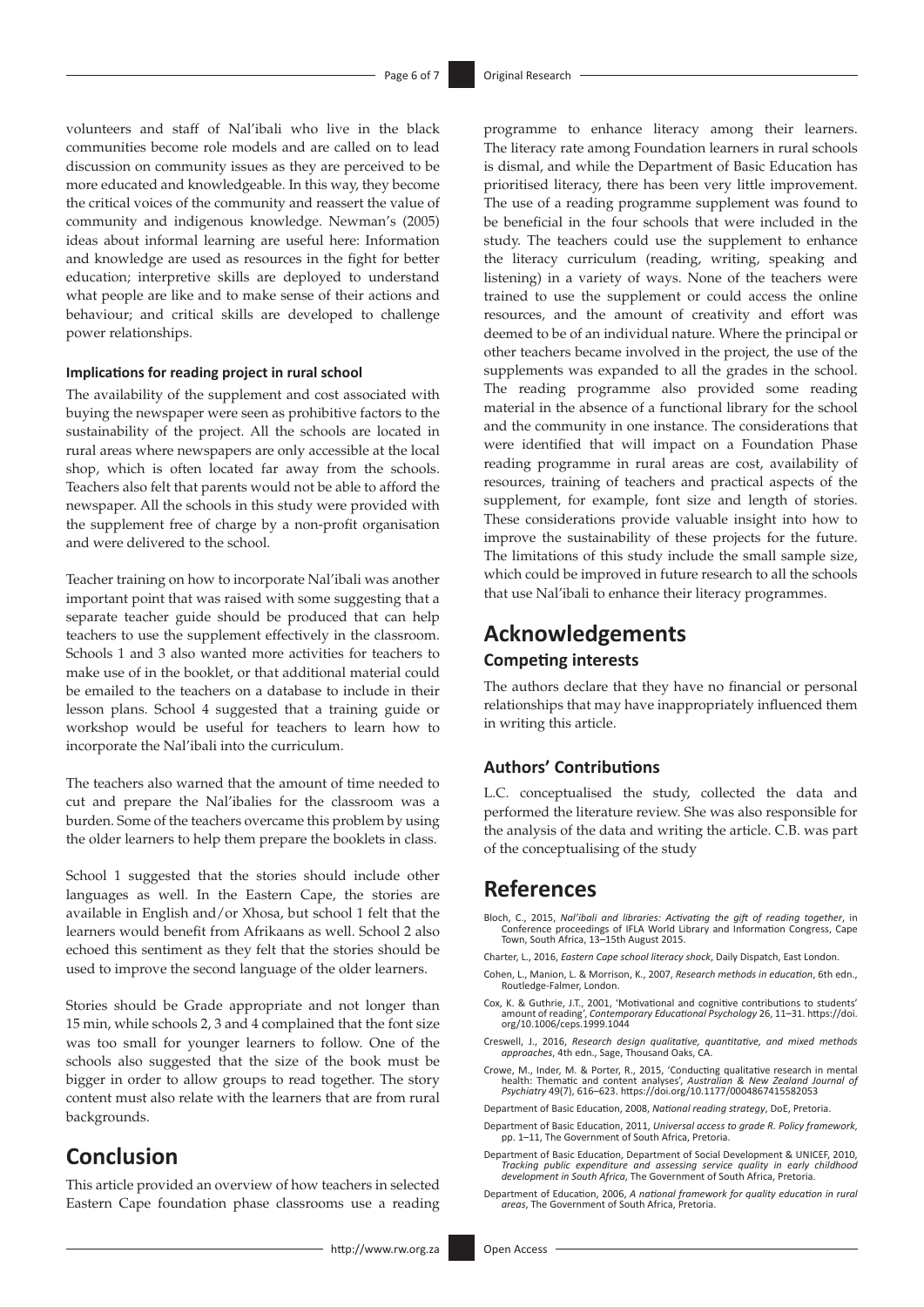volunteers and staff of Nal'ibali who live in the black communities become role models and are called on to lead discussion on community issues as they are perceived to be more educated and knowledgeable. In this way, they become the critical voices of the community and reassert the value of community and indigenous knowledge. Newman's (2005) ideas about informal learning are useful here: Information and knowledge are used as resources in the fight for better education; interpretive skills are deployed to understand what people are like and to make sense of their actions and behaviour; and critical skills are developed to challenge power relationships.

#### Implications for reading project in rural school

The availability of the supplement and cost associated with buying the newspaper were seen as prohibitive factors to the sustainability of the project. All the schools are located in rural areas where newspapers are only accessible at the local shop, which is often located far away from the schools. Teachers also felt that parents would not be able to afford the newspaper. All the schools in this study were provided with the supplement free of charge by a non-profit organisation and were delivered to the school.

Teacher training on how to incorporate Nal'ibali was another important point that was raised with some suggesting that a separate teacher guide should be produced that can help teachers to use the supplement effectively in the classroom. Schools 1 and 3 also wanted more activities for teachers to make use of in the booklet, or that additional material could be emailed to the teachers on a database to include in their lesson plans. School 4 suggested that a training guide or workshop would be useful for teachers to learn how to incorporate the Nal'ibali into the curriculum.

The teachers also warned that the amount of time needed to cut and prepare the Nal'ibalies for the classroom was a burden. Some of the teachers overcame this problem by using the older learners to help them prepare the booklets in class.

School 1 suggested that the stories should include other languages as well. In the Eastern Cape, the stories are available in English and/or Xhosa, but school 1 felt that the learners would benefit from Afrikaans as well. School 2 also echoed this sentiment as they felt that the stories should be used to improve the second language of the older learners.

Stories should be Grade appropriate and not longer than 15 min, while schools 2, 3 and 4 complained that the font size was too small for younger learners to follow. One of the schools also suggested that the size of the book must be bigger in order to allow groups to read together. The story content must also relate with the learners that are from rural backgrounds.

## Conclusion

This article provided an overview of how teachers in selected Eastern Cape foundation phase classrooms use a reading programme to enhance literacy among their learners. The literacy rate among Foundation learners in rural schools is dismal, and while the Department of Basic Education has prioritised literacy, there has been very little improvement. The use of a reading programme supplement was found to be beneficial in the four schools that were included in the study. The teachers could use the supplement to enhance the literacy curriculum (reading, writing, speaking and listening) in a variety of ways. None of the teachers were trained to use the supplement or could access the online resources, and the amount of creativity and effort was deemed to be of an individual nature. Where the principal or other teachers became involved in the project, the use of the supplements was expanded to all the grades in the school. The reading programme also provided some reading material in the absence of a functional library for the school and the community in one instance. The considerations that were identified that will impact on a Foundation Phase reading programme in rural areas are cost, availability of resources, training of teachers and practical aspects of the supplement, for example, font size and length of stories. These considerations provide valuable insight into how to improve the sustainability of these projects for the future. The limitations of this study include the small sample size, which could be improved in future research to all the schools that use Nal'ibali to enhance their literacy programmes.

## Acknowledgements

### Competing interests

The authors declare that they have no financial or personal relationships that may have inappropriately influenced them in writing this article.

### Authors' Contributions

L.C. conceptualised the study, collected the data and performed the literature review. She was also responsible for the analysis of the data and writing the article. C.B. was part of the conceptualising of the study

## References

Bloch, C., 2015, *Nal'ibali and libraries: Activating the gift of reading together*, in Conference proceedings of IFLA World Library and Information Congress, Cape Town, South Africa, 13–15th August 2015.

Charter, L., 2016, *Eastern Cape school literacy shock*, Daily Dispatch, East London.

Cohen, L., Manion, L. & Morrison, K., 2007, *Research methods in education*, 6th edn., Routledge-Falmer, London.

Cox, K. & Guthrie, J.T., 2001, 'Motivational and cognitive contributions to students' amount of reading', *Contemporary Educational Psychology* 26, 11–31. https://doi.org/10.1006/ceps.1999.1044

Creswell, J., 2016, *Research design qualitative, quantitative, and mixed methods approaches*, 4th edn., Sage, Thousand Oaks, CA.

Crowe, M., Inder, M. & Porter, R., 2015, 'Conducting qualitative research in mental health: Thematic and content analyses', *Australian & New Zealand Journal of Psychiatry* 49(7), 616–623. https://doi.org/10.1177/0004867415582053

Department of Basic Education, 2008, *National reading strategy*, DoE, Pretoria.

Department of Basic Education, 2011, *Universal access to grade R. Policy framework*, pp. 1–11, The Government of South Africa, Pretoria.

Department of Basic Education, Department of Social Development & UNICEF, 2010, *Tracking public expenditure and assessing service quality in early childhood development in South Africa*, The Government of South Africa, Pretoria.

Department of Education, 2006, *A national framework for quality education in rural areas*, The Government of South Africa, Pretoria.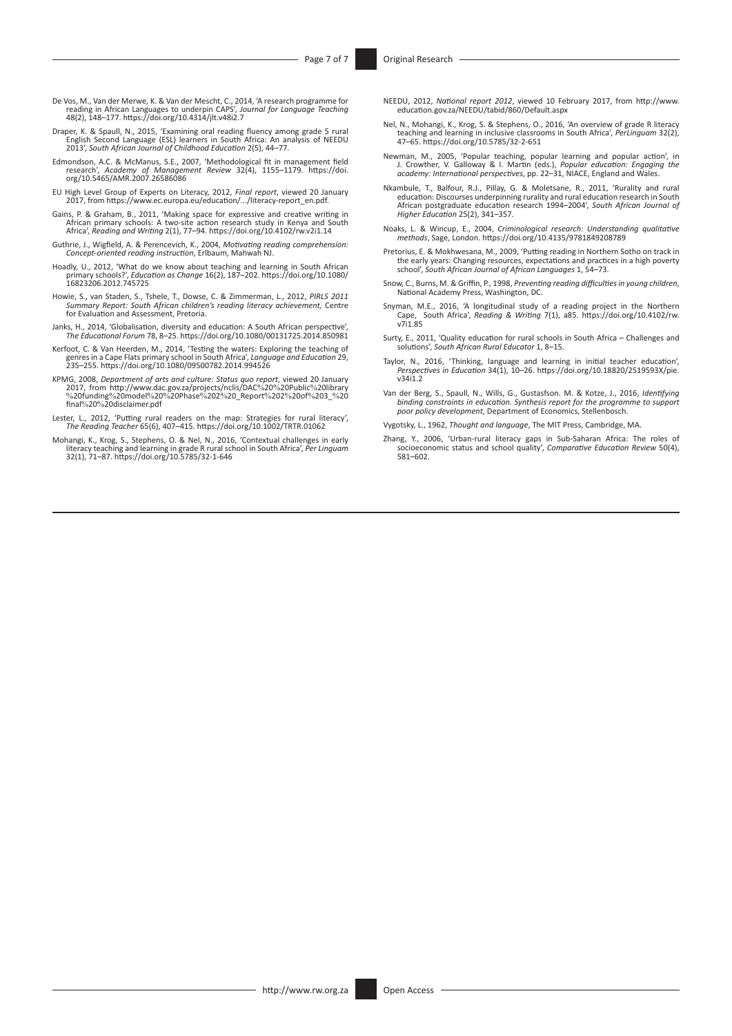De Vos, M., Van der Merwe, K. & Van der Mescht, C., 2014, 'A research programme for reading in African Languages to underpin CAPS', *Journal for Language Teaching* 48(2), 148–177. https://doi.org/10.4314/jlt.v48i2.7

Draper, K. & Spaull, N., 2015, 'Examining oral reading fluency among grade 5 rural English Second Language (ESL) learners in South Africa: An analysis of NEEDU 2013', *South African Journal of Childhood Education* 2(5), 44–77.

Edmondson, A.C. & McManus, S.E., 2007, 'Methodological fit in management field research', *Academy of Management Review* 32(4), 1155–1179. https://doi.org/10.5465/AMR.2007.26586086

EU High Level Group of Experts on Literacy, 2012, *Final report*, viewed 20 January 2017, from https://www.ec.europa.eu/education/.../literacy-report_en.pdf.

Gains, P. & Graham, B., 2011, 'Making space for expressive and creative writing in African primary schools: A two-site action research study in Kenya and South Africa', *Reading and Writing* 2(1), 77–94. https://doi.org/10.4102/rw.v2i1.14

Guthrie, J., Wigfield, A. & Perencevich, K., 2004, *Motivating reading comprehension: Concept-oriented reading instruction*, Erlbaum, Mahwah NJ.

Hoadly, U., 2012, 'What do we know about teaching and learning in South African primary schools?', *Education as Change* 16(2), 187–202. https://doi.org/10.1080/16823206.2012.745725

Howie, S., van Staden, S., Tshele, T., Dowse, C. & Zimmerman, L., 2012, *PIRLS 2011 Summary Report: South African children's reading literacy achievement,* Centre for Evaluation and Assessment, Pretoria.

Janks, H., 2014, 'Globalisation, diversity and education: A South African perspective', *The Educational Forum* 78, 8–25. https://doi.org/10.1080/00131725.2014.850981

Kerfoot, C. & Van Heerden, M., 2014, 'Testing the waters: Exploring the teaching of genres in a Cape Flats primary school in South Africa', *Language and Education* 29, 235–255. https://doi.org/10.1080/09500782.2014.994526

KPMG, 2008, *Department of arts and culture: Status quo report*, viewed 20 January 2017, from http://www.dac.gov.za/projects/nclis/DAC%20%20Public%20library%20funding%20model%20%20Phase%202%20_Report%202%20of%203_%20final%20%20disclaimer.pdf

Lester, L., 2012, 'Putting rural readers on the map: Strategies for rural literacy', *The Reading Teacher* 65(6), 407–415. https://doi.org/10.1002/TRTR.01062

Mohangi, K., Krog, S., Stephens, O. & Nel, N., 2016, 'Contextual challenges in early literacy teaching and learning in grade R rural school in South Africa', *Per Linguam* 32(1), 71–87. https://doi.org/10.5785/32-1-646

NEEDU, 2012, *National report 2012*, viewed 10 February 2017, from http://www.education.gov.za/NEEDU/tabid/860/Default.aspx

Nel, N., Mohangi, K., Krog, S. & Stephens, O., 2016, 'An overview of grade R literacy teaching and learning in inclusive classrooms in South Africa', *PerLinguam* 32(2), 47–65. https://doi.org/10.5785/32-2-651

Newman, M., 2005, 'Popular teaching, popular learning and popular action', in J. Crowther, V. Galloway & I. Martin (eds.), *Popular education: Engaging the academy: International perspectives*, pp. 22–31, NIACE, England and Wales.

Nkambule, T., Balfour, R.J., Pillay, G. & Moletsane, R., 2011, 'Rurality and rural education: Discourses underpinning rurality and rural education research in South African postgraduate education research 1994–2004', *South African Journal of Higher Education* 25(2), 341–357.

Noaks, L. & Wincup, E., 2004, *Criminological research: Understanding qualitative methods*, Sage, London. https://doi.org/10.4135/9781849208789

Pretorius, E. & Mokhwesana, M., 2009, 'Putting reading in Northern Sotho on track in the early years: Changing resources, expectations and practices in a high poverty school', *South African Journal of African Languages* 1, 54–73.

Snow, C., Burns, M. & Griffin, P., 1998, *Preventing reading difficulties in young children*, National Academy Press, Washington, DC.

Snyman, M.E., 2016, 'A longitudinal study of a reading project in the Northern Cape, South Africa', *Reading & Writing* 7(1), a85. https://doi.org/10.4102/rw.v7i1.85

Surty, E., 2011, 'Quality education for rural schools in South Africa – Challenges and solutions', *South African Rural Educator* 1, 8–15.

Taylor, N., 2016, 'Thinking, language and learning in initial teacher education', *Perspectives in Education* 34(1), 10–26. https://doi.org/10.18820/2519593X/pie.v34i1.2

Van der Berg, S., Spaull, N., Wills, G., Gustasfson. M. & Kotze, J., 2016, *Identifying binding constraints in education. Synthesis report for the programme to support poor policy development*, Department of Economics, Stellenbosch.

Vygotsky, L., 1962, *Thought and language*, The MIT Press, Cambridge, MA.

Zhang, Y., 2006, 'Urban-rural literacy gaps in Sub-Saharan Africa: The roles of socioeconomic status and school quality', *Comparative Education Review* 50(4), 581–602.